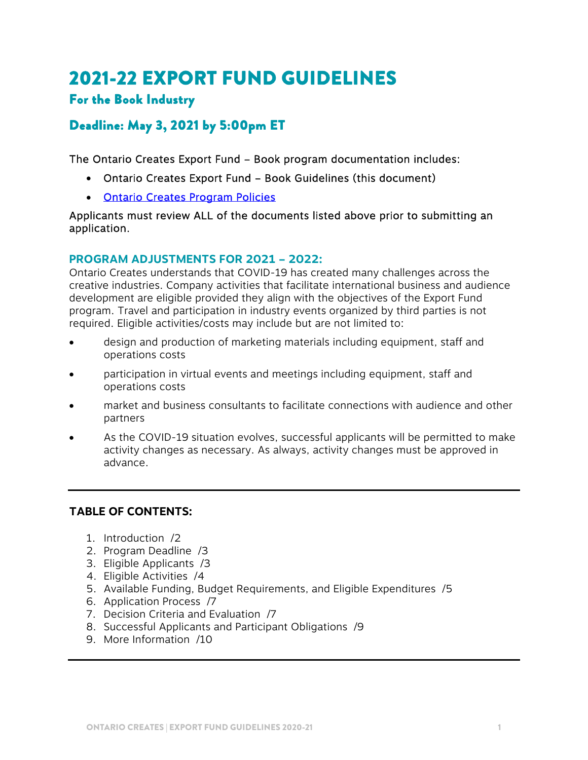# 2021-22 EXPORT FUND GUIDELINES

## For the Book Industry

## Deadline: May 3, 2021 by 5:00pm ET

The Ontario Creates Export Fund – Book program documentation includes:

- Ontario Creates Export Fund – Book Guidelines (this document)
- [Ontario Creates Program Policies]()

Applicants must review ALL of the documents listed above prior to submitting an application.

### PROGRAM ADJUSTMENTS FOR 2021 – 2022:

Ontario Creates understands that COVID-19 has created many challenges across the creative industries. Company activities that facilitate international business and audience development are eligible provided they align with the objectives of the Export Fund program. Travel and participation in industry events organized by third parties is not required. Eligible activities/costs may include but are not limited to:

- design and production of marketing materials including equipment, staff and operations costs
- participation in virtual events and meetings including equipment, staff and operations costs
- market and business consultants to facilitate connections with audience and other partners
- As the COVID-19 situation evolves, successful applicants will be permitted to make activity changes as necessary. As always, activity changes must be approved in advance.

---

**TABLE OF CONTENTS:**

1. Introduction /2
2. Program Deadline /3
3. Eligible Applicants /3
4. Eligible Activities /4
5. Available Funding, Budget Requirements, and Eligible Expenditures /5
6. Application Process /7
7. Decision Criteria and Evaluation /7
8. Successful Applicants and Participant Obligations /9
9. More Information /10

---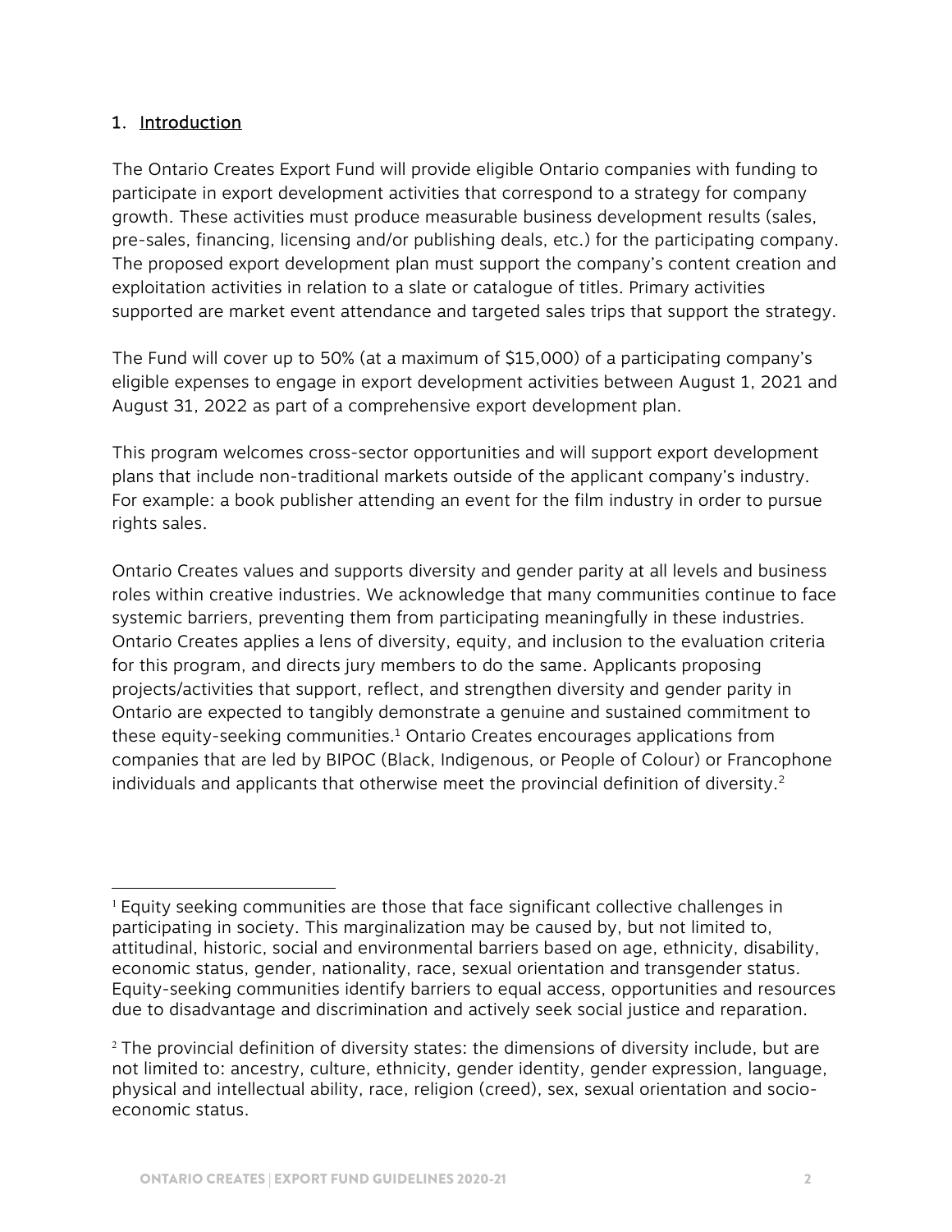## 1. Introduction

The Ontario Creates Export Fund will provide eligible Ontario companies with funding to participate in export development activities that correspond to a strategy for company growth. These activities must produce measurable business development results (sales, pre-sales, financing, licensing and/or publishing deals, etc.) for the participating company. The proposed export development plan must support the company's content creation and exploitation activities in relation to a slate or catalogue of titles. Primary activities supported are market event attendance and targeted sales trips that support the strategy.

The Fund will cover up to 50% (at a maximum of $15,000) of a participating company's eligible expenses to engage in export development activities between August 1, 2021 and August 31, 2022 as part of a comprehensive export development plan.

This program welcomes cross-sector opportunities and will support export development plans that include non-traditional markets outside of the applicant company's industry. For example: a book publisher attending an event for the film industry in order to pursue rights sales.

Ontario Creates values and supports diversity and gender parity at all levels and business roles within creative industries. We acknowledge that many communities continue to face systemic barriers, preventing them from participating meaningfully in these industries. Ontario Creates applies a lens of diversity, equity, and inclusion to the evaluation criteria for this program, and directs jury members to do the same. Applicants proposing projects/activities that support, reflect, and strengthen diversity and gender parity in Ontario are expected to tangibly demonstrate a genuine and sustained commitment to these equity-seeking communities.[1] Ontario Creates encourages applications from companies that are led by BIPOC (Black, Indigenous, or People of Colour) or Francophone individuals and applicants that otherwise meet the provincial definition of diversity.[2]

---

[1] Equity seeking communities are those that face significant collective challenges in participating in society. This marginalization may be caused by, but not limited to, attitudinal, historic, social and environmental barriers based on age, ethnicity, disability, economic status, gender, nationality, race, sexual orientation and transgender status. Equity-seeking communities identify barriers to equal access, opportunities and resources due to disadvantage and discrimination and actively seek social justice and reparation.

[2] The provincial definition of diversity states: the dimensions of diversity include, but are not limited to: ancestry, culture, ethnicity, gender identity, gender expression, language, physical and intellectual ability, race, religion (creed), sex, sexual orientation and socio-economic status.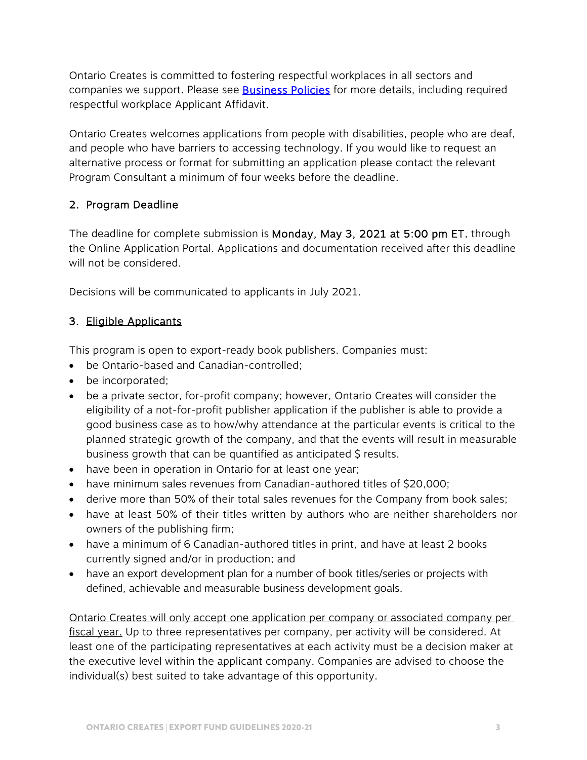Ontario Creates is committed to fostering respectful workplaces in all sectors and companies we support. Please see [Business Policies]() for more details, including required respectful workplace Applicant Affidavit.

Ontario Creates welcomes applications from people with disabilities, people who are deaf, and people who have barriers to accessing technology. If you would like to request an alternative process or format for submitting an application please contact the relevant Program Consultant a minimum of four weeks before the deadline.

## 2. Program Deadline

The deadline for complete submission is **Monday, May 3, 2021 at 5:00 pm ET**, through the Online Application Portal. Applications and documentation received after this deadline will not be considered.

Decisions will be communicated to applicants in July 2021.

## 3. Eligible Applicants

This program is open to export-ready book publishers. Companies must:

- be Ontario-based and Canadian-controlled;
- be incorporated;
- be a private sector, for-profit company; however, Ontario Creates will consider the eligibility of a not-for-profit publisher application if the publisher is able to provide a good business case as to how/why attendance at the particular events is critical to the planned strategic growth of the company, and that the events will result in measurable business growth that can be quantified as anticipated $ results.
- have been in operation in Ontario for at least one year;
- have minimum sales revenues from Canadian-authored titles of $20,000;
- derive more than 50% of their total sales revenues for the Company from book sales;
- have at least 50% of their titles written by authors who are neither shareholders nor owners of the publishing firm;
- have a minimum of 6 Canadian-authored titles in print, and have at least 2 books currently signed and/or in production; and
- have an export development plan for a number of book titles/series or projects with defined, achievable and measurable business development goals.

Ontario Creates will only accept one application per company or associated company per fiscal year. Up to three representatives per company, per activity will be considered. At least one of the participating representatives at each activity must be a decision maker at the executive level within the applicant company. Companies are advised to choose the individual(s) best suited to take advantage of this opportunity.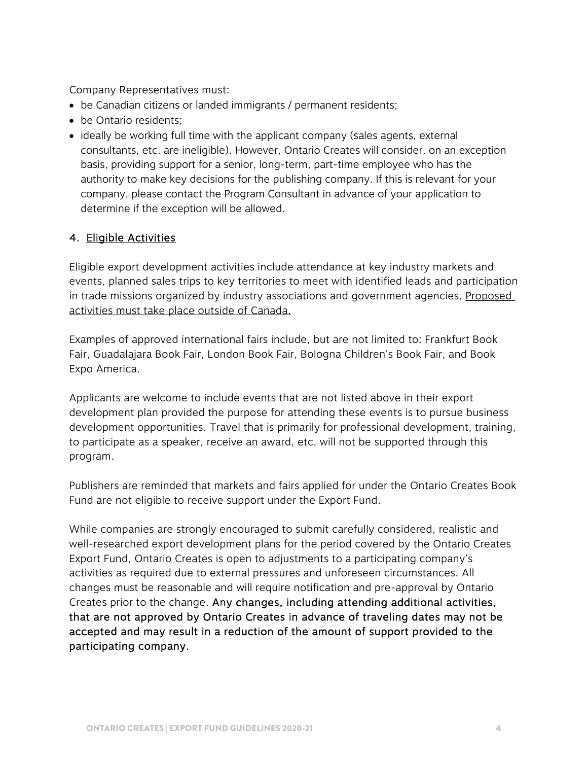Company Representatives must:

- be Canadian citizens or landed immigrants / permanent residents;
- be Ontario residents;
- ideally be working full time with the applicant company (sales agents, external consultants, etc. are ineligible). However, Ontario Creates will consider, on an exception basis, providing support for a senior, long-term, part-time employee who has the authority to make key decisions for the publishing company. If this is relevant for your company, please contact the Program Consultant in advance of your application to determine if the exception will be allowed.

## 4. Eligible Activities

Eligible export development activities include attendance at key industry markets and events, planned sales trips to key territories to meet with identified leads and participation in trade missions organized by industry associations and government agencies. Proposed activities must take place outside of Canada.

Examples of approved international fairs include, but are not limited to: Frankfurt Book Fair, Guadalajara Book Fair, London Book Fair, Bologna Children's Book Fair, and Book Expo America.

Applicants are welcome to include events that are not listed above in their export development plan provided the purpose for attending these events is to pursue business development opportunities. Travel that is primarily for professional development, training, to participate as a speaker, receive an award, etc. will not be supported through this program.

Publishers are reminded that markets and fairs applied for under the Ontario Creates Book Fund are not eligible to receive support under the Export Fund.

While companies are strongly encouraged to submit carefully considered, realistic and well-researched export development plans for the period covered by the Ontario Creates Export Fund, Ontario Creates is open to adjustments to a participating company's activities as required due to external pressures and unforeseen circumstances. All changes must be reasonable and will require notification and pre-approval by Ontario Creates prior to the change. **Any changes, including attending additional activities, that are not approved by Ontario Creates in advance of traveling dates may not be accepted and may result in a reduction of the amount of support provided to the participating company.**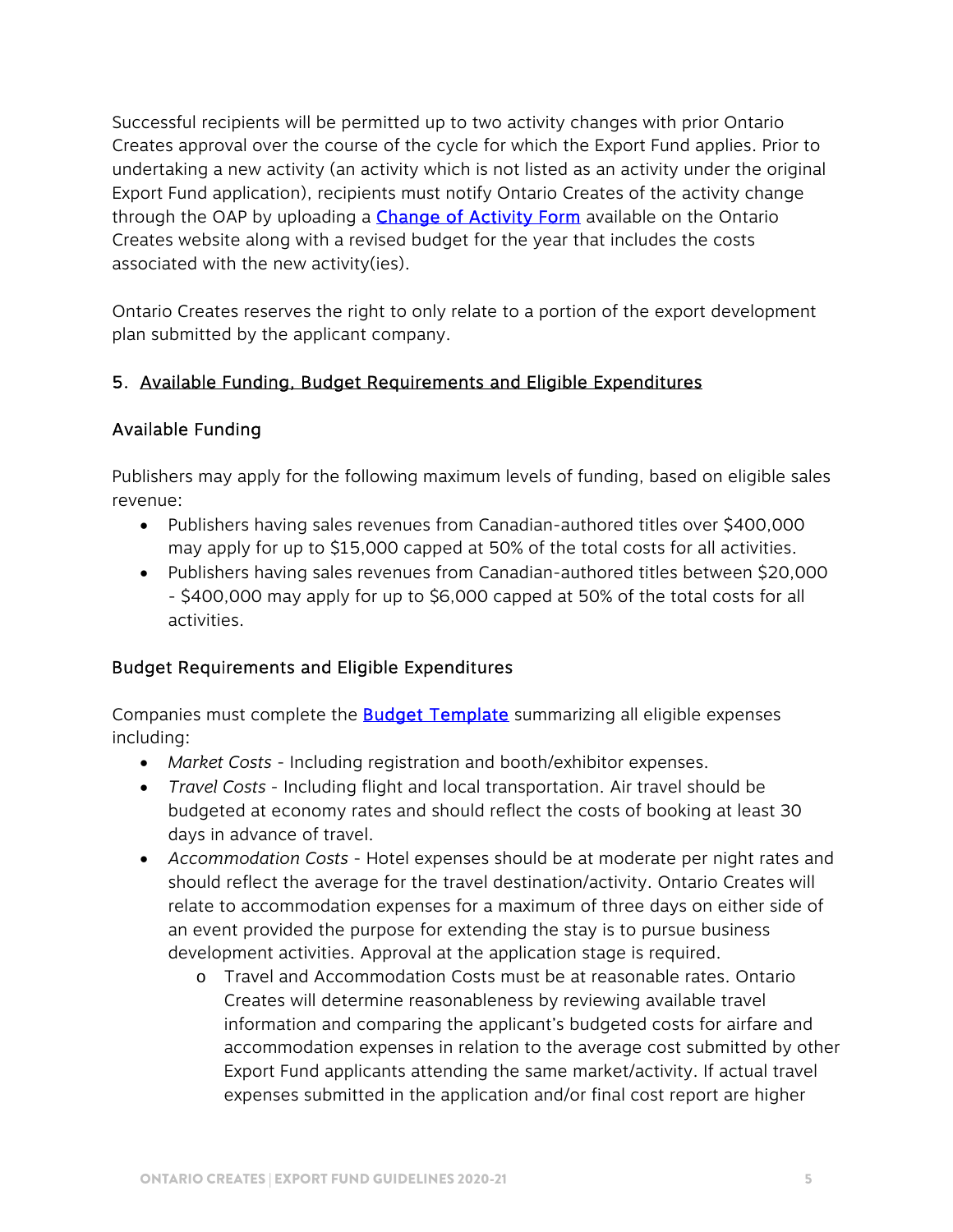Successful recipients will be permitted up to two activity changes with prior Ontario Creates approval over the course of the cycle for which the Export Fund applies. Prior to undertaking a new activity (an activity which is not listed as an activity under the original Export Fund application), recipients must notify Ontario Creates of the activity change through the OAP by uploading a [Change of Activity Form]() available on the Ontario Creates website along with a revised budget for the year that includes the costs associated with the new activity(ies).

Ontario Creates reserves the right to only relate to a portion of the export development plan submitted by the applicant company.

## 5. Available Funding, Budget Requirements and Eligible Expenditures

### Available Funding

Publishers may apply for the following maximum levels of funding, based on eligible sales revenue:

- Publishers having sales revenues from Canadian-authored titles over $400,000 may apply for up to $15,000 capped at 50% of the total costs for all activities.
- Publishers having sales revenues from Canadian-authored titles between $20,000 - $400,000 may apply for up to $6,000 capped at 50% of the total costs for all activities.

### Budget Requirements and Eligible Expenditures

Companies must complete the [Budget Template]() summarizing all eligible expenses including:

- *Market Costs* - Including registration and booth/exhibitor expenses.
- *Travel Costs* - Including flight and local transportation. Air travel should be budgeted at economy rates and should reflect the costs of booking at least 30 days in advance of travel.
- *Accommodation Costs* - Hotel expenses should be at moderate per night rates and should reflect the average for the travel destination/activity. Ontario Creates will relate to accommodation expenses for a maximum of three days on either side of an event provided the purpose for extending the stay is to pursue business development activities. Approval at the application stage is required.
  - Travel and Accommodation Costs must be at reasonable rates. Ontario Creates will determine reasonableness by reviewing available travel information and comparing the applicant's budgeted costs for airfare and accommodation expenses in relation to the average cost submitted by other Export Fund applicants attending the same market/activity. If actual travel expenses submitted in the application and/or final cost report are higher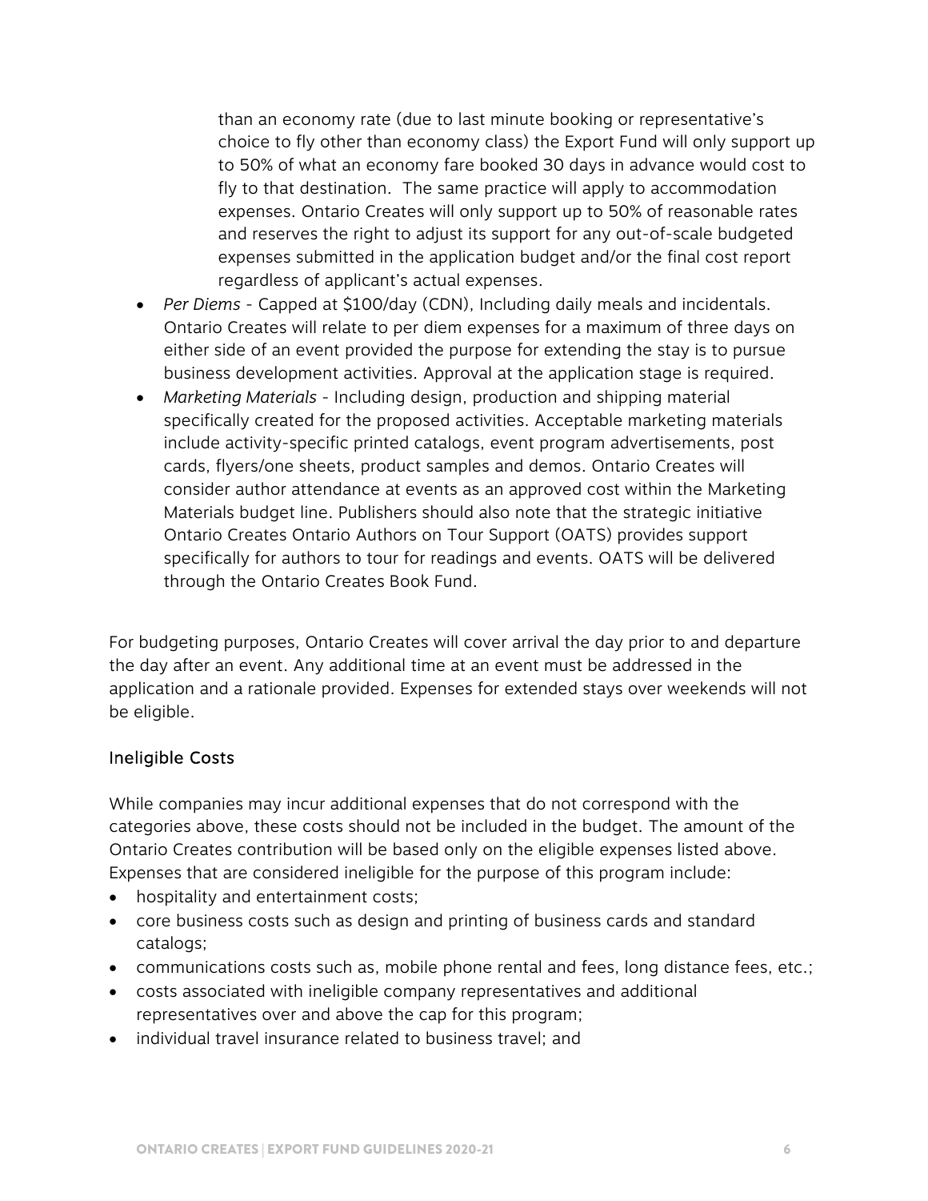than an economy rate (due to last minute booking or representative's choice to fly other than economy class) the Export Fund will only support up to 50% of what an economy fare booked 30 days in advance would cost to fly to that destination. The same practice will apply to accommodation expenses. Ontario Creates will only support up to 50% of reasonable rates and reserves the right to adjust its support for any out-of-scale budgeted expenses submitted in the application budget and/or the final cost report regardless of applicant's actual expenses.

- *Per Diems* - Capped at $100/day (CDN), Including daily meals and incidentals. Ontario Creates will relate to per diem expenses for a maximum of three days on either side of an event provided the purpose for extending the stay is to pursue business development activities. Approval at the application stage is required.
- *Marketing Materials* - Including design, production and shipping material specifically created for the proposed activities. Acceptable marketing materials include activity-specific printed catalogs, event program advertisements, post cards, flyers/one sheets, product samples and demos. Ontario Creates will consider author attendance at events as an approved cost within the Marketing Materials budget line. Publishers should also note that the strategic initiative Ontario Creates Ontario Authors on Tour Support (OATS) provides support specifically for authors to tour for readings and events. OATS will be delivered through the Ontario Creates Book Fund.

For budgeting purposes, Ontario Creates will cover arrival the day prior to and departure the day after an event. Any additional time at an event must be addressed in the application and a rationale provided. Expenses for extended stays over weekends will not be eligible.

### Ineligible Costs

While companies may incur additional expenses that do not correspond with the categories above, these costs should not be included in the budget. The amount of the Ontario Creates contribution will be based only on the eligible expenses listed above. Expenses that are considered ineligible for the purpose of this program include:

- hospitality and entertainment costs;
- core business costs such as design and printing of business cards and standard catalogs;
- communications costs such as, mobile phone rental and fees, long distance fees, etc.;
- costs associated with ineligible company representatives and additional representatives over and above the cap for this program;
- individual travel insurance related to business travel; and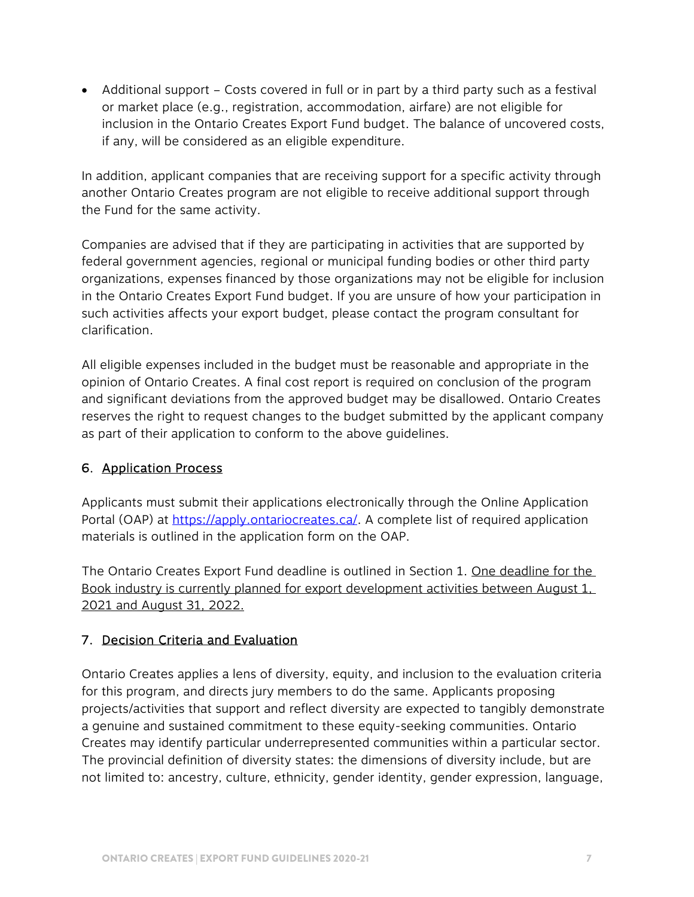- Additional support – Costs covered in full or in part by a third party such as a festival or market place (e.g., registration, accommodation, airfare) are not eligible for inclusion in the Ontario Creates Export Fund budget. The balance of uncovered costs, if any, will be considered as an eligible expenditure.

In addition, applicant companies that are receiving support for a specific activity through another Ontario Creates program are not eligible to receive additional support through the Fund for the same activity.

Companies are advised that if they are participating in activities that are supported by federal government agencies, regional or municipal funding bodies or other third party organizations, expenses financed by those organizations may not be eligible for inclusion in the Ontario Creates Export Fund budget. If you are unsure of how your participation in such activities affects your export budget, please contact the program consultant for clarification.

All eligible expenses included in the budget must be reasonable and appropriate in the opinion of Ontario Creates. A final cost report is required on conclusion of the program and significant deviations from the approved budget may be disallowed. Ontario Creates reserves the right to request changes to the budget submitted by the applicant company as part of their application to conform to the above guidelines.

## 6. Application Process

Applicants must submit their applications electronically through the Online Application Portal (OAP) at https://apply.ontariocreates.ca/. A complete list of required application materials is outlined in the application form on the OAP.

The Ontario Creates Export Fund deadline is outlined in Section 1. One deadline for the Book industry is currently planned for export development activities between August 1, 2021 and August 31, 2022.

## 7. Decision Criteria and Evaluation

Ontario Creates applies a lens of diversity, equity, and inclusion to the evaluation criteria for this program, and directs jury members to do the same. Applicants proposing projects/activities that support and reflect diversity are expected to tangibly demonstrate a genuine and sustained commitment to these equity-seeking communities. Ontario Creates may identify particular underrepresented communities within a particular sector. The provincial definition of diversity states: the dimensions of diversity include, but are not limited to: ancestry, culture, ethnicity, gender identity, gender expression, language,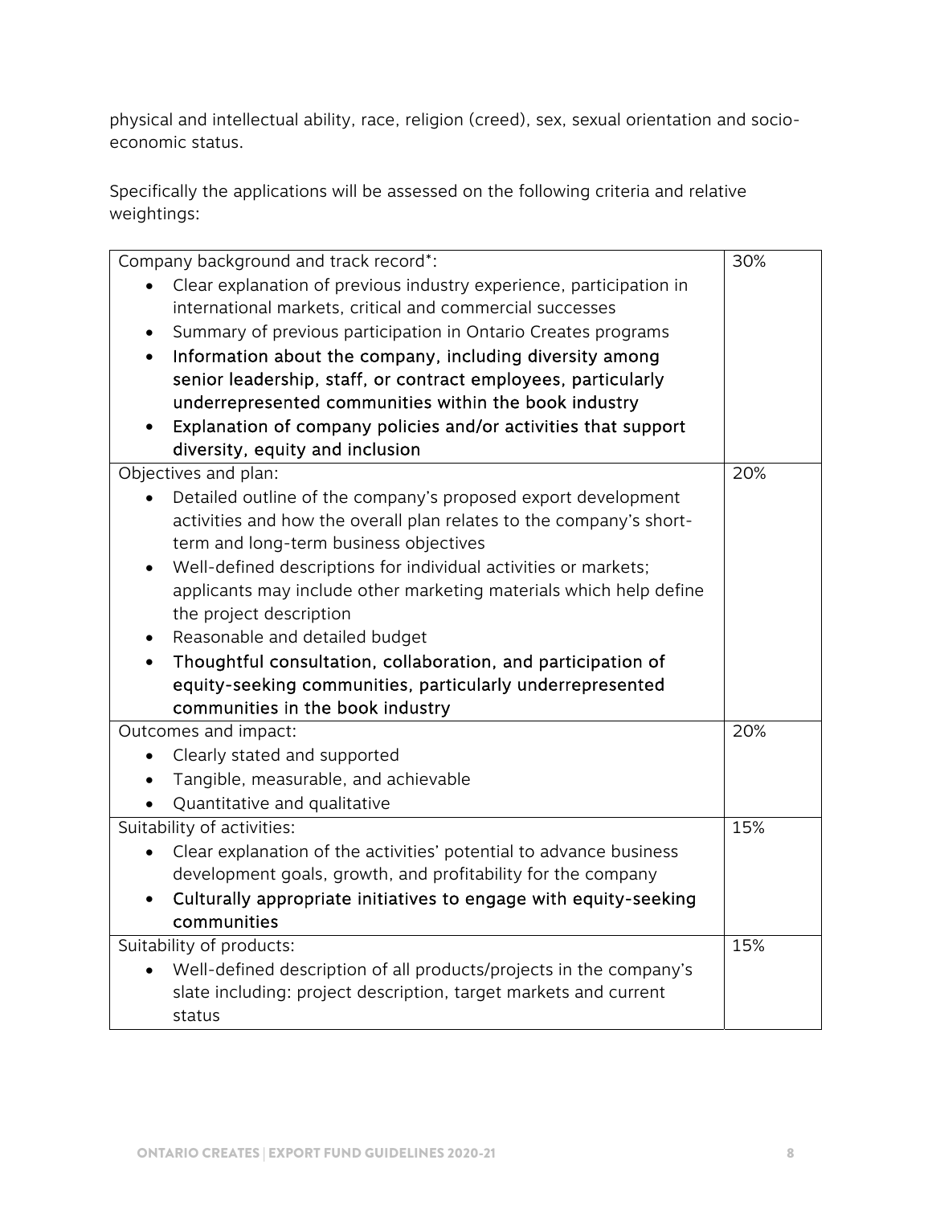physical and intellectual ability, race, religion (creed), sex, sexual orientation and socio-economic status.

Specifically the applications will be assessed on the following criteria and relative weightings:

| Criteria | Weighting |
|---|---|
| Company background and track record*:<br>• Clear explanation of previous industry experience, participation in international markets, critical and commercial successes<br>• Summary of previous participation in Ontario Creates programs<br>• Information about the company, including diversity among senior leadership, staff, or contract employees, particularly underrepresented communities within the book industry<br>• Explanation of company policies and/or activities that support diversity, equity and inclusion | 30% |
| Objectives and plan:<br>• Detailed outline of the company's proposed export development activities and how the overall plan relates to the company's short-term and long-term business objectives<br>• Well-defined descriptions for individual activities or markets; applicants may include other marketing materials which help define the project description<br>• Reasonable and detailed budget<br>• Thoughtful consultation, collaboration, and participation of equity-seeking communities, particularly underrepresented communities in the book industry | 20% |
| Outcomes and impact:<br>• Clearly stated and supported<br>• Tangible, measurable, and achievable<br>• Quantitative and qualitative | 20% |
| Suitability of activities:<br>• Clear explanation of the activities' potential to advance business development goals, growth, and profitability for the company<br>• Culturally appropriate initiatives to engage with equity-seeking communities | 15% |
| Suitability of products:<br>• Well-defined description of all products/projects in the company's slate including: project description, target markets and current status | 15% |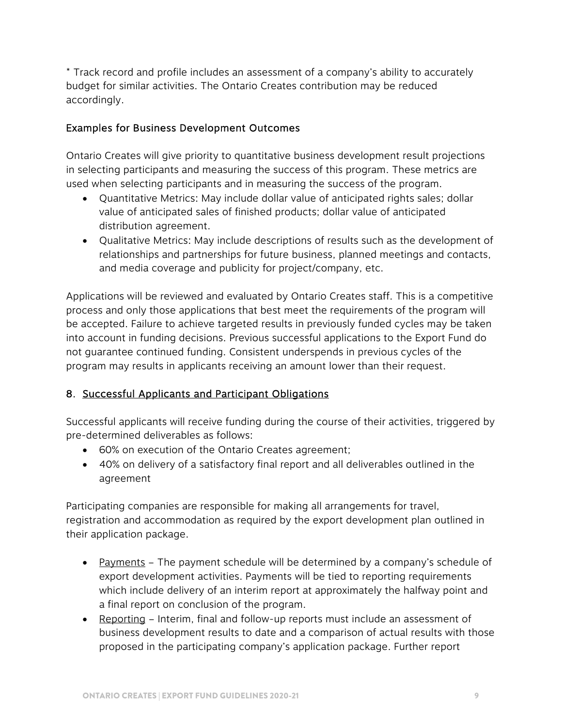* Track record and profile includes an assessment of a company's ability to accurately budget for similar activities. The Ontario Creates contribution may be reduced accordingly.

### Examples for Business Development Outcomes

Ontario Creates will give priority to quantitative business development result projections in selecting participants and measuring the success of this program. These metrics are used when selecting participants and in measuring the success of the program.

- Quantitative Metrics: May include dollar value of anticipated rights sales; dollar value of anticipated sales of finished products; dollar value of anticipated distribution agreement.
- Qualitative Metrics: May include descriptions of results such as the development of relationships and partnerships for future business, planned meetings and contacts, and media coverage and publicity for project/company, etc.

Applications will be reviewed and evaluated by Ontario Creates staff. This is a competitive process and only those applications that best meet the requirements of the program will be accepted. Failure to achieve targeted results in previously funded cycles may be taken into account in funding decisions. Previous successful applications to the Export Fund do not guarantee continued funding. Consistent underspends in previous cycles of the program may results in applicants receiving an amount lower than their request.

## 8. Successful Applicants and Participant Obligations

Successful applicants will receive funding during the course of their activities, triggered by pre-determined deliverables as follows:

- 60% on execution of the Ontario Creates agreement;
- 40% on delivery of a satisfactory final report and all deliverables outlined in the agreement

Participating companies are responsible for making all arrangements for travel, registration and accommodation as required by the export development plan outlined in their application package.

- Payments – The payment schedule will be determined by a company's schedule of export development activities. Payments will be tied to reporting requirements which include delivery of an interim report at approximately the halfway point and a final report on conclusion of the program.
- Reporting – Interim, final and follow-up reports must include an assessment of business development results to date and a comparison of actual results with those proposed in the participating company's application package. Further report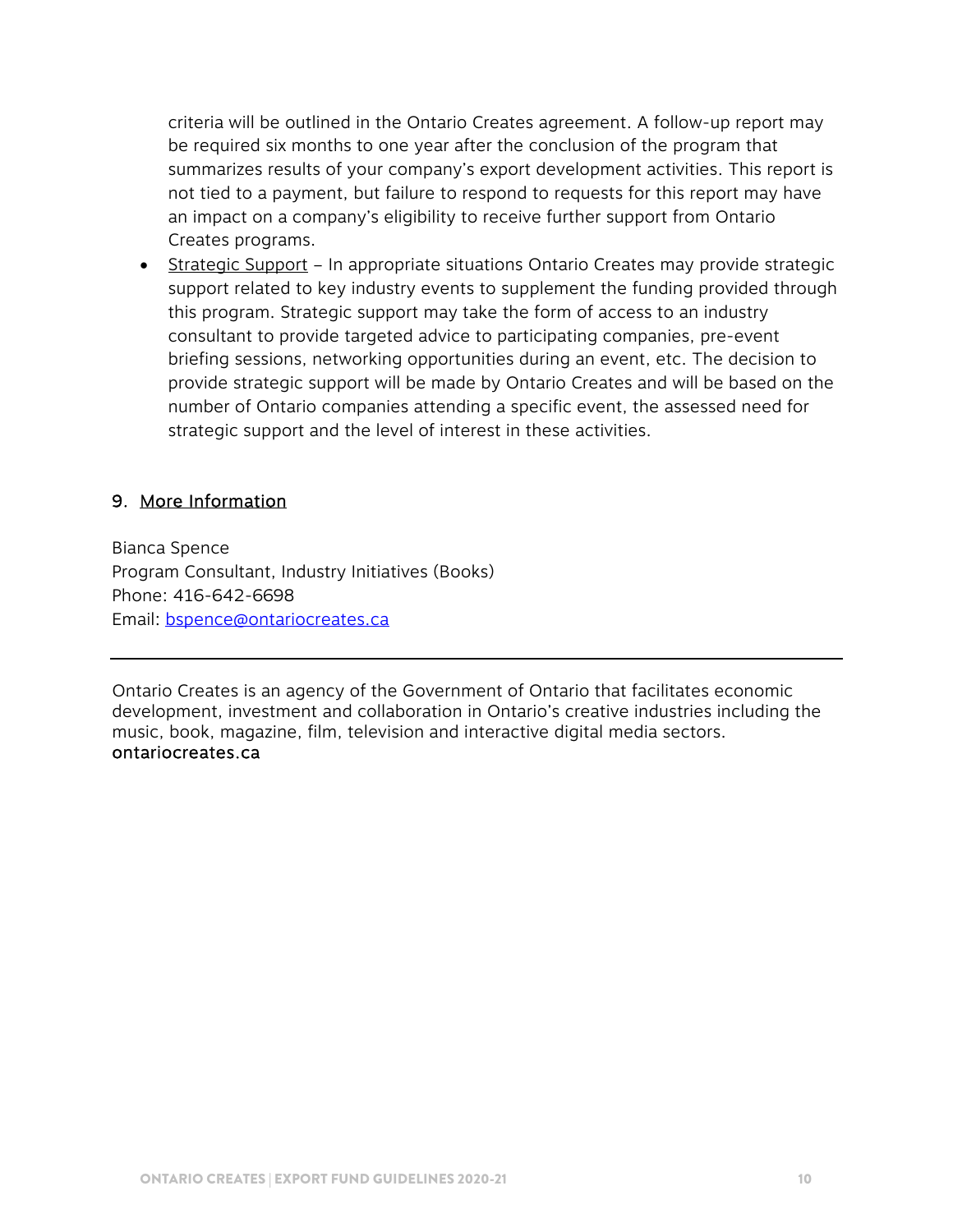criteria will be outlined in the Ontario Creates agreement. A follow-up report may be required six months to one year after the conclusion of the program that summarizes results of your company's export development activities. This report is not tied to a payment, but failure to respond to requests for this report may have an impact on a company's eligibility to receive further support from Ontario Creates programs.

- Strategic Support – In appropriate situations Ontario Creates may provide strategic support related to key industry events to supplement the funding provided through this program. Strategic support may take the form of access to an industry consultant to provide targeted advice to participating companies, pre-event briefing sessions, networking opportunities during an event, etc. The decision to provide strategic support will be made by Ontario Creates and will be based on the number of Ontario companies attending a specific event, the assessed need for strategic support and the level of interest in these activities.

## 9. More Information

Bianca Spence
Program Consultant, Industry Initiatives (Books)
Phone: 416-642-6698
Email: bspence@ontariocreates.ca

---

Ontario Creates is an agency of the Government of Ontario that facilitates economic development, investment and collaboration in Ontario's creative industries including the music, book, magazine, film, television and interactive digital media sectors.
ontariocreates.ca